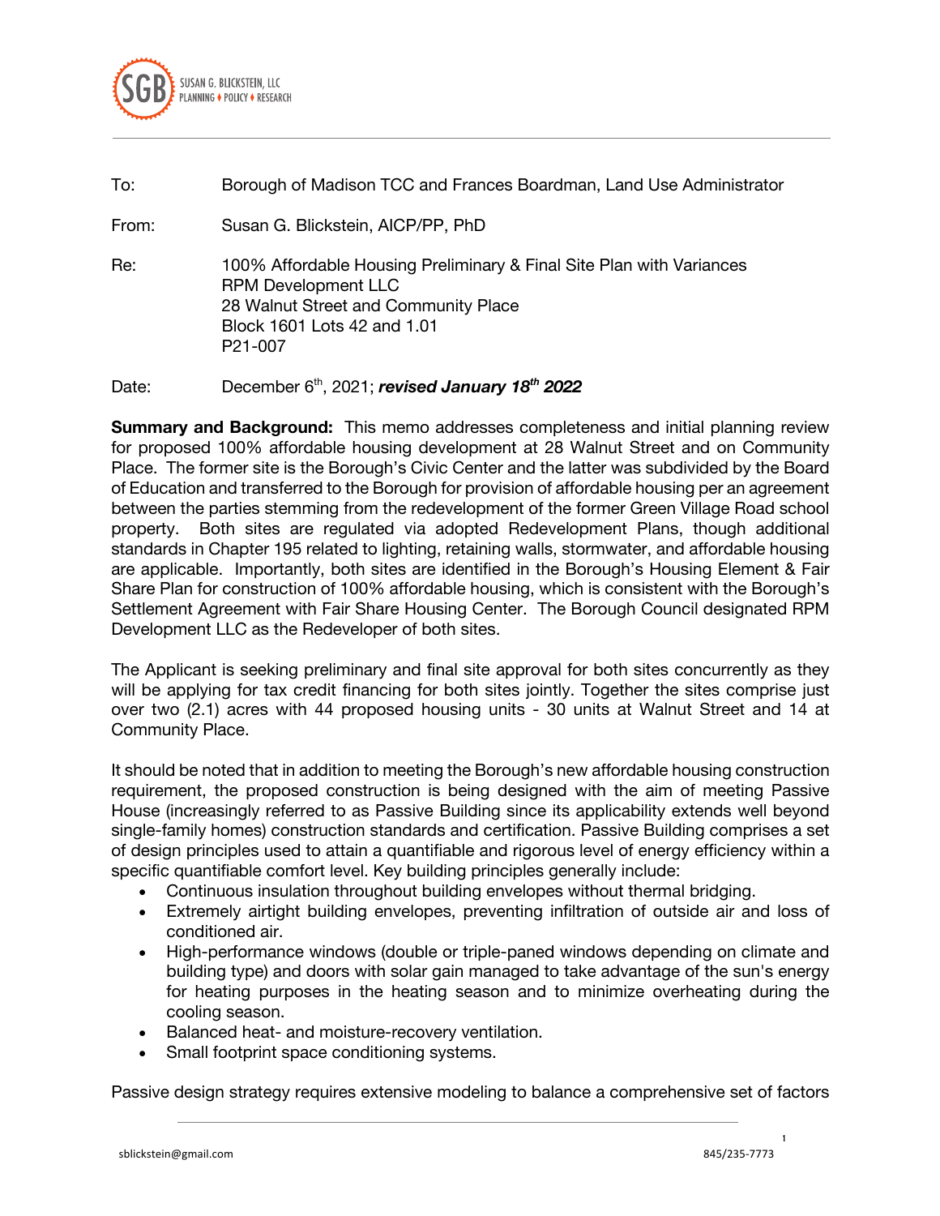SUSAN G. BLICKSTEIN, LLC
PLANNING ♦ POLICY ♦ RESEARCH

To: Borough of Madison TCC and Frances Boardman, Land Use Administrator

From: Susan G. Blickstein, AICP/PP, PhD

Re: 100% Affordable Housing Preliminary & Final Site Plan with Variances
RPM Development LLC
28 Walnut Street and Community Place
Block 1601 Lots 42 and 1.01
P21-007

Date: December 6th, 2021; ***revised January 18th 2022***

**Summary and Background:** This memo addresses completeness and initial planning review for proposed 100% affordable housing development at 28 Walnut Street and on Community Place. The former site is the Borough's Civic Center and the latter was subdivided by the Board of Education and transferred to the Borough for provision of affordable housing per an agreement between the parties stemming from the redevelopment of the former Green Village Road school property. Both sites are regulated via adopted Redevelopment Plans, though additional standards in Chapter 195 related to lighting, retaining walls, stormwater, and affordable housing are applicable. Importantly, both sites are identified in the Borough's Housing Element & Fair Share Plan for construction of 100% affordable housing, which is consistent with the Borough's Settlement Agreement with Fair Share Housing Center. The Borough Council designated RPM Development LLC as the Redeveloper of both sites.

The Applicant is seeking preliminary and final site approval for both sites concurrently as they will be applying for tax credit financing for both sites jointly. Together the sites comprise just over two (2.1) acres with 44 proposed housing units - 30 units at Walnut Street and 14 at Community Place.

It should be noted that in addition to meeting the Borough's new affordable housing construction requirement, the proposed construction is being designed with the aim of meeting Passive House (increasingly referred to as Passive Building since its applicability extends well beyond single-family homes) construction standards and certification. Passive Building comprises a set of design principles used to attain a quantifiable and rigorous level of energy efficiency within a specific quantifiable comfort level. Key building principles generally include:

- Continuous insulation throughout building envelopes without thermal bridging.
- Extremely airtight building envelopes, preventing infiltration of outside air and loss of conditioned air.
- High-performance windows (double or triple-paned windows depending on climate and building type) and doors with solar gain managed to take advantage of the sun's energy for heating purposes in the heating season and to minimize overheating during the cooling season.
- Balanced heat- and moisture-recovery ventilation.
- Small footprint space conditioning systems.

Passive design strategy requires extensive modeling to balance a comprehensive set of factors

sblickstein@gmail.com 845/235-7773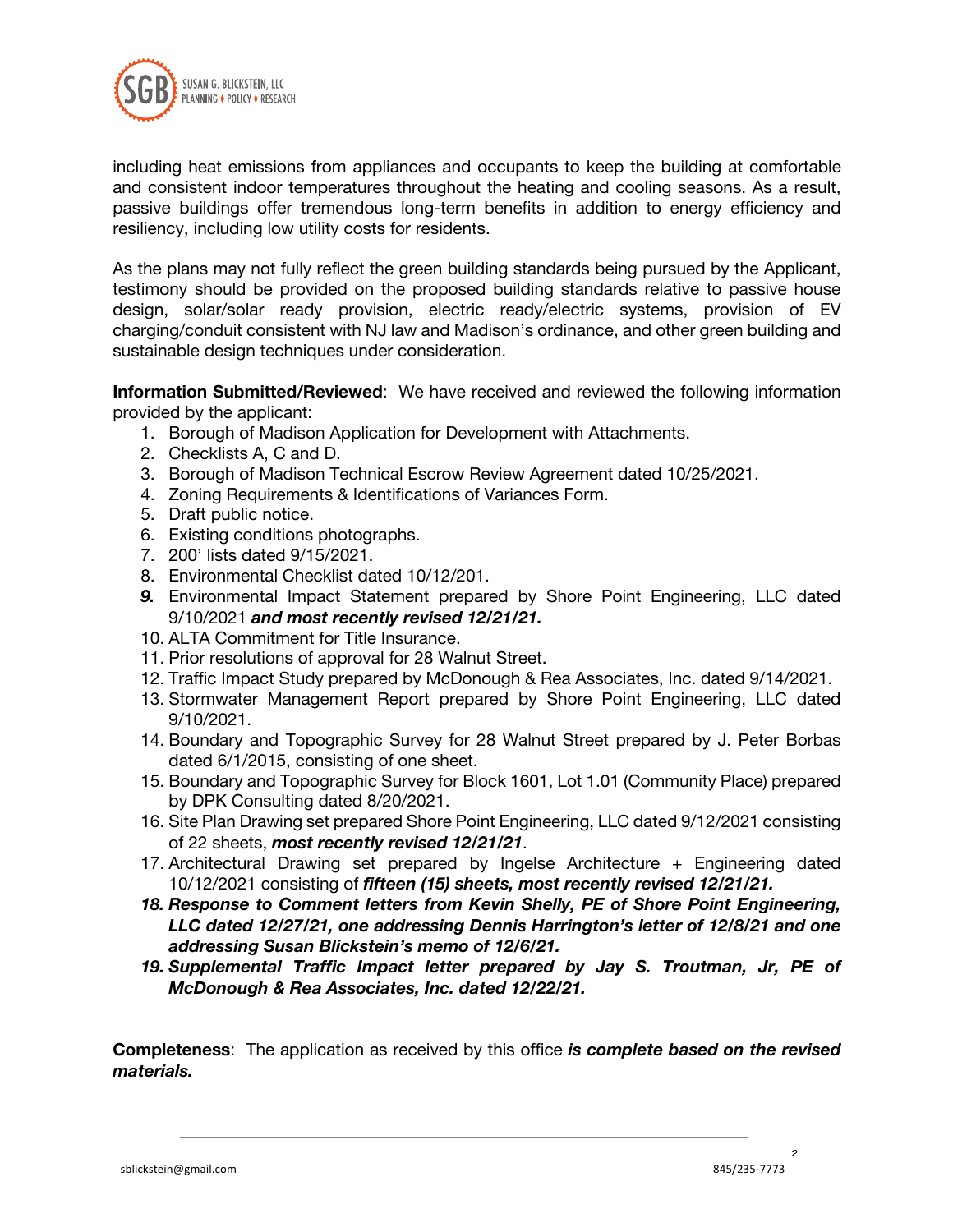including heat emissions from appliances and occupants to keep the building at comfortable and consistent indoor temperatures throughout the heating and cooling seasons. As a result, passive buildings offer tremendous long-term benefits in addition to energy efficiency and resiliency, including low utility costs for residents.

As the plans may not fully reflect the green building standards being pursued by the Applicant, testimony should be provided on the proposed building standards relative to passive house design, solar/solar ready provision, electric ready/electric systems, provision of EV charging/conduit consistent with NJ law and Madison's ordinance, and other green building and sustainable design techniques under consideration.

**Information Submitted/Reviewed**: We have received and reviewed the following information provided by the applicant:

1. Borough of Madison Application for Development with Attachments.
2. Checklists A, C and D.
3. Borough of Madison Technical Escrow Review Agreement dated 10/25/2021.
4. Zoning Requirements & Identifications of Variances Form.
5. Draft public notice.
6. Existing conditions photographs.
7. 200' lists dated 9/15/2021.
8. Environmental Checklist dated 10/12/201.
9. Environmental Impact Statement prepared by Shore Point Engineering, LLC dated 9/10/2021 ***and most recently revised 12/21/21.***
10. ALTA Commitment for Title Insurance.
11. Prior resolutions of approval for 28 Walnut Street.
12. Traffic Impact Study prepared by McDonough & Rea Associates, Inc. dated 9/14/2021.
13. Stormwater Management Report prepared by Shore Point Engineering, LLC dated 9/10/2021.
14. Boundary and Topographic Survey for 28 Walnut Street prepared by J. Peter Borbas dated 6/1/2015, consisting of one sheet.
15. Boundary and Topographic Survey for Block 1601, Lot 1.01 (Community Place) prepared by DPK Consulting dated 8/20/2021.
16. Site Plan Drawing set prepared Shore Point Engineering, LLC dated 9/12/2021 consisting of 22 sheets, ***most recently revised 12/21/21***.
17. Architectural Drawing set prepared by Ingelse Architecture + Engineering dated 10/12/2021 consisting of ***fifteen (15) sheets, most recently revised 12/21/21.***
18. ***Response to Comment letters from Kevin Shelly, PE of Shore Point Engineering, LLC dated 12/27/21, one addressing Dennis Harrington's letter of 12/8/21 and one addressing Susan Blickstein's memo of 12/6/21.***
19. ***Supplemental Traffic Impact letter prepared by Jay S. Troutman, Jr, PE of McDonough & Rea Associates, Inc. dated 12/22/21.***

**Completeness**: The application as received by this office ***is complete based on the revised materials.***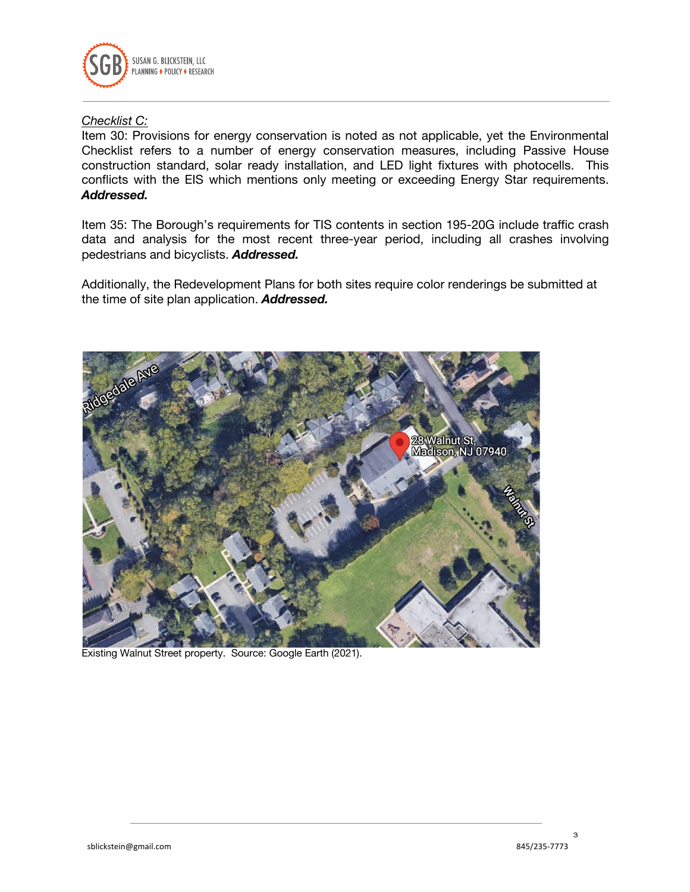*Checklist C:*

Item 30: Provisions for energy conservation is noted as not applicable, yet the Environmental Checklist refers to a number of energy conservation measures, including Passive House construction standard, solar ready installation, and LED light fixtures with photocells. This conflicts with the EIS which mentions only meeting or exceeding Energy Star requirements. ***Addressed.***

Item 35: The Borough's requirements for TIS contents in section 195-20G include traffic crash data and analysis for the most recent three-year period, including all crashes involving pedestrians and bicyclists. ***Addressed.***

Additionally, the Redevelopment Plans for both sites require color renderings be submitted at the time of site plan application. ***Addressed.***

Existing Walnut Street property. Source: Google Earth (2021).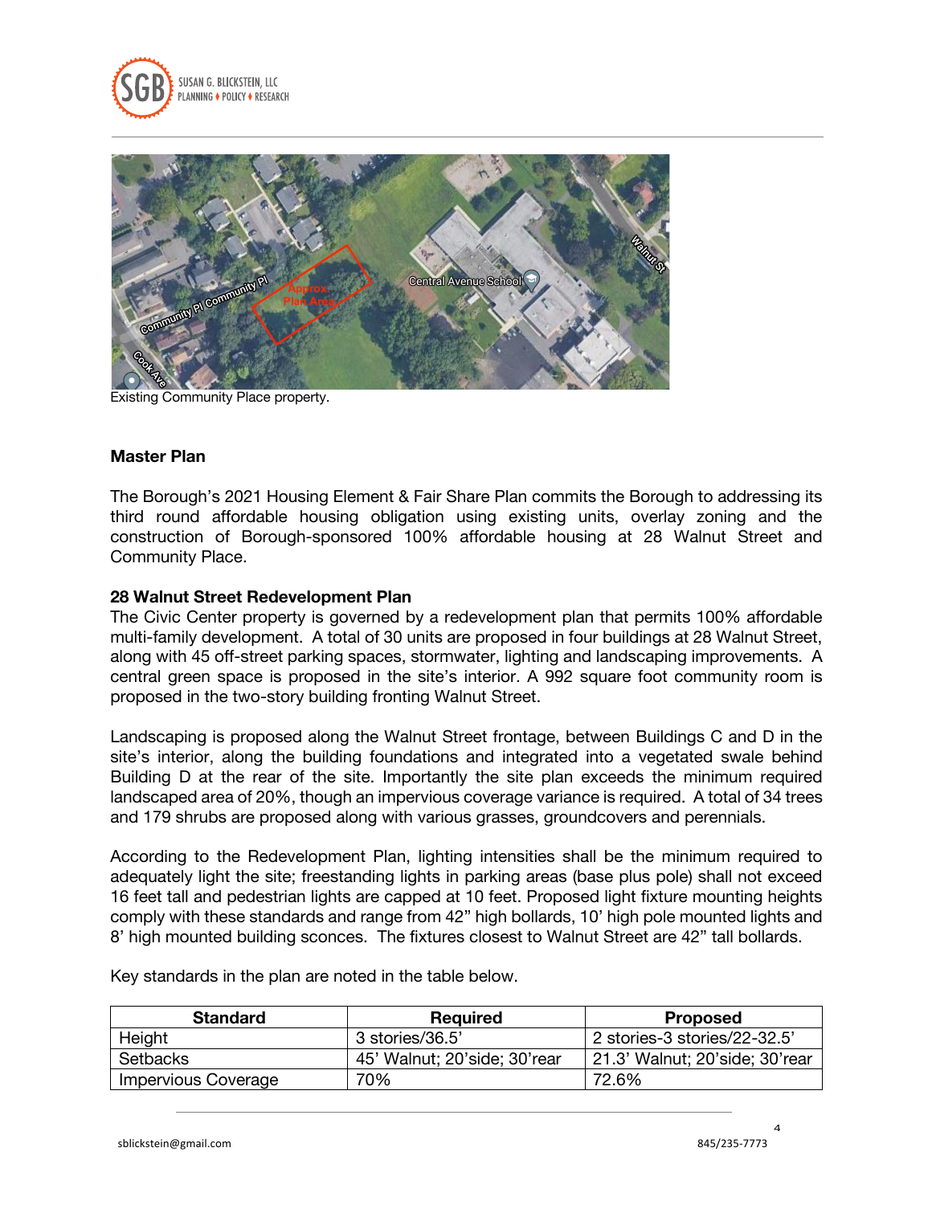Existing Community Place property.

**Master Plan**

The Borough's 2021 Housing Element & Fair Share Plan commits the Borough to addressing its third round affordable housing obligation using existing units, overlay zoning and the construction of Borough-sponsored 100% affordable housing at 28 Walnut Street and Community Place.

**28 Walnut Street Redevelopment Plan**

The Civic Center property is governed by a redevelopment plan that permits 100% affordable multi-family development. A total of 30 units are proposed in four buildings at 28 Walnut Street, along with 45 off-street parking spaces, stormwater, lighting and landscaping improvements. A central green space is proposed in the site's interior. A 992 square foot community room is proposed in the two-story building fronting Walnut Street.

Landscaping is proposed along the Walnut Street frontage, between Buildings C and D in the site's interior, along the building foundations and integrated into a vegetated swale behind Building D at the rear of the site. Importantly the site plan exceeds the minimum required landscaped area of 20%, though an impervious coverage variance is required. A total of 34 trees and 179 shrubs are proposed along with various grasses, groundcovers and perennials.

According to the Redevelopment Plan, lighting intensities shall be the minimum required to adequately light the site; freestanding lights in parking areas (base plus pole) shall not exceed 16 feet tall and pedestrian lights are capped at 10 feet. Proposed light fixture mounting heights comply with these standards and range from 42" high bollards, 10' high pole mounted lights and 8' high mounted building sconces. The fixtures closest to Walnut Street are 42" tall bollards.

Key standards in the plan are noted in the table below.

| Standard | Required | Proposed |
|---|---|---|
| Height | 3 stories/36.5' | 2 stories-3 stories/22-32.5' |
| Setbacks | 45' Walnut; 20'side; 30'rear | 21.3' Walnut; 20'side; 30'rear |
| Impervious Coverage | 70% | 72.6% |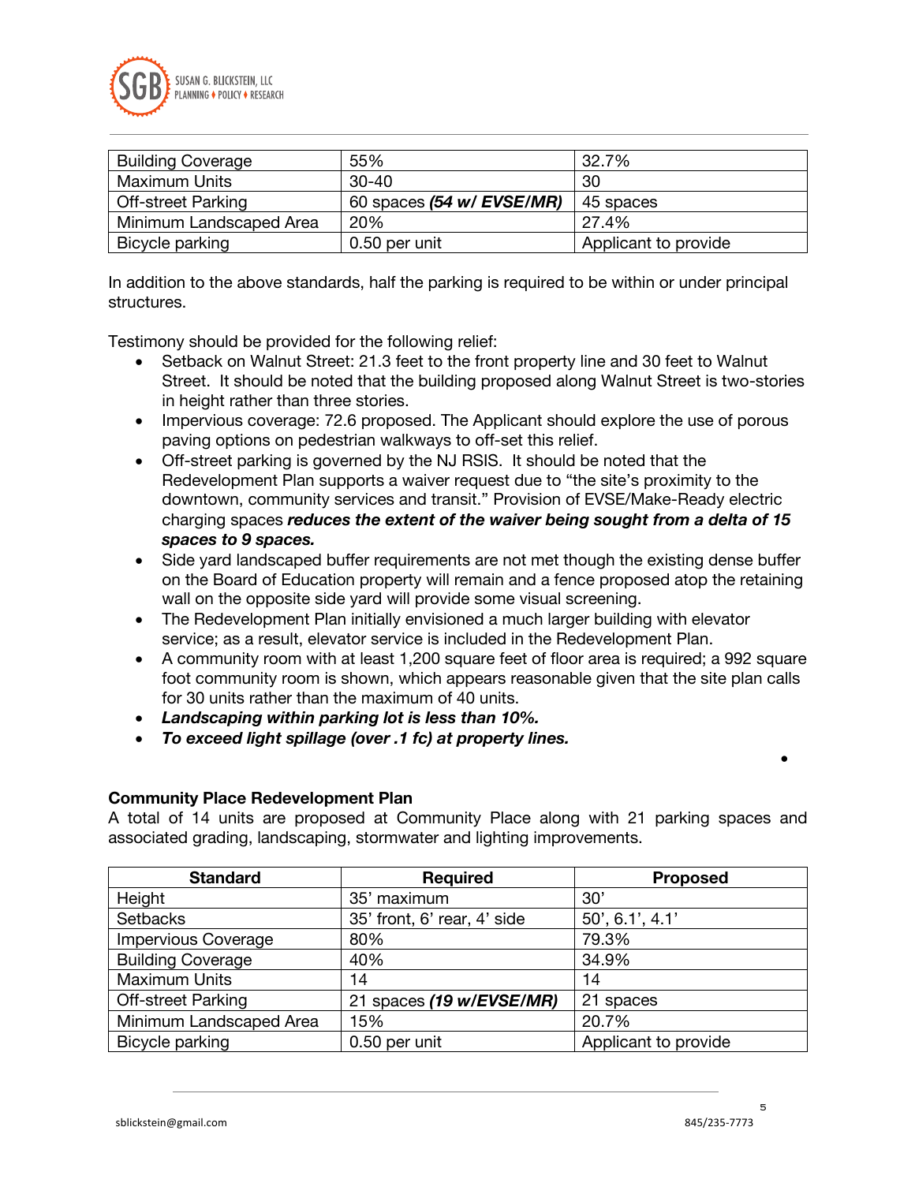| Building Coverage | 55% | 32.7% |
|---|---|---|
| Maximum Units | 30-40 | 30 |
| Off-street Parking | 60 spaces ***(54 w/ EVSE/MR)*** | 45 spaces |
| Minimum Landscaped Area | 20% | 27.4% |
| Bicycle parking | 0.50 per unit | Applicant to provide |

In addition to the above standards, half the parking is required to be within or under principal structures.

Testimony should be provided for the following relief:

- Setback on Walnut Street: 21.3 feet to the front property line and 30 feet to Walnut Street. It should be noted that the building proposed along Walnut Street is two-stories in height rather than three stories.
- Impervious coverage: 72.6 proposed. The Applicant should explore the use of porous paving options on pedestrian walkways to off-set this relief.
- Off-street parking is governed by the NJ RSIS. It should be noted that the Redevelopment Plan supports a waiver request due to "the site's proximity to the downtown, community services and transit." Provision of EVSE/Make-Ready electric charging spaces ***reduces the extent of the waiver being sought from a delta of 15 spaces to 9 spaces.***
- Side yard landscaped buffer requirements are not met though the existing dense buffer on the Board of Education property will remain and a fence proposed atop the retaining wall on the opposite side yard will provide some visual screening.
- The Redevelopment Plan initially envisioned a much larger building with elevator service; as a result, elevator service is included in the Redevelopment Plan.
- A community room with at least 1,200 square feet of floor area is required; a 992 square foot community room is shown, which appears reasonable given that the site plan calls for 30 units rather than the maximum of 40 units.
- ***Landscaping within parking lot is less than 10%.***
- ***To exceed light spillage (over .1 fc) at property lines.***

**Community Place Redevelopment Plan**

A total of 14 units are proposed at Community Place along with 21 parking spaces and associated grading, landscaping, stormwater and lighting improvements.

| Standard | Required | Proposed |
|---|---|---|
| Height | 35' maximum | 30' |
| Setbacks | 35' front, 6' rear, 4' side | 50', 6.1', 4.1' |
| Impervious Coverage | 80% | 79.3% |
| Building Coverage | 40% | 34.9% |
| Maximum Units | 14 | 14 |
| Off-street Parking | 21 spaces ***(19 w/EVSE/MR)*** | 21 spaces |
| Minimum Landscaped Area | 15% | 20.7% |
| Bicycle parking | 0.50 per unit | Applicant to provide |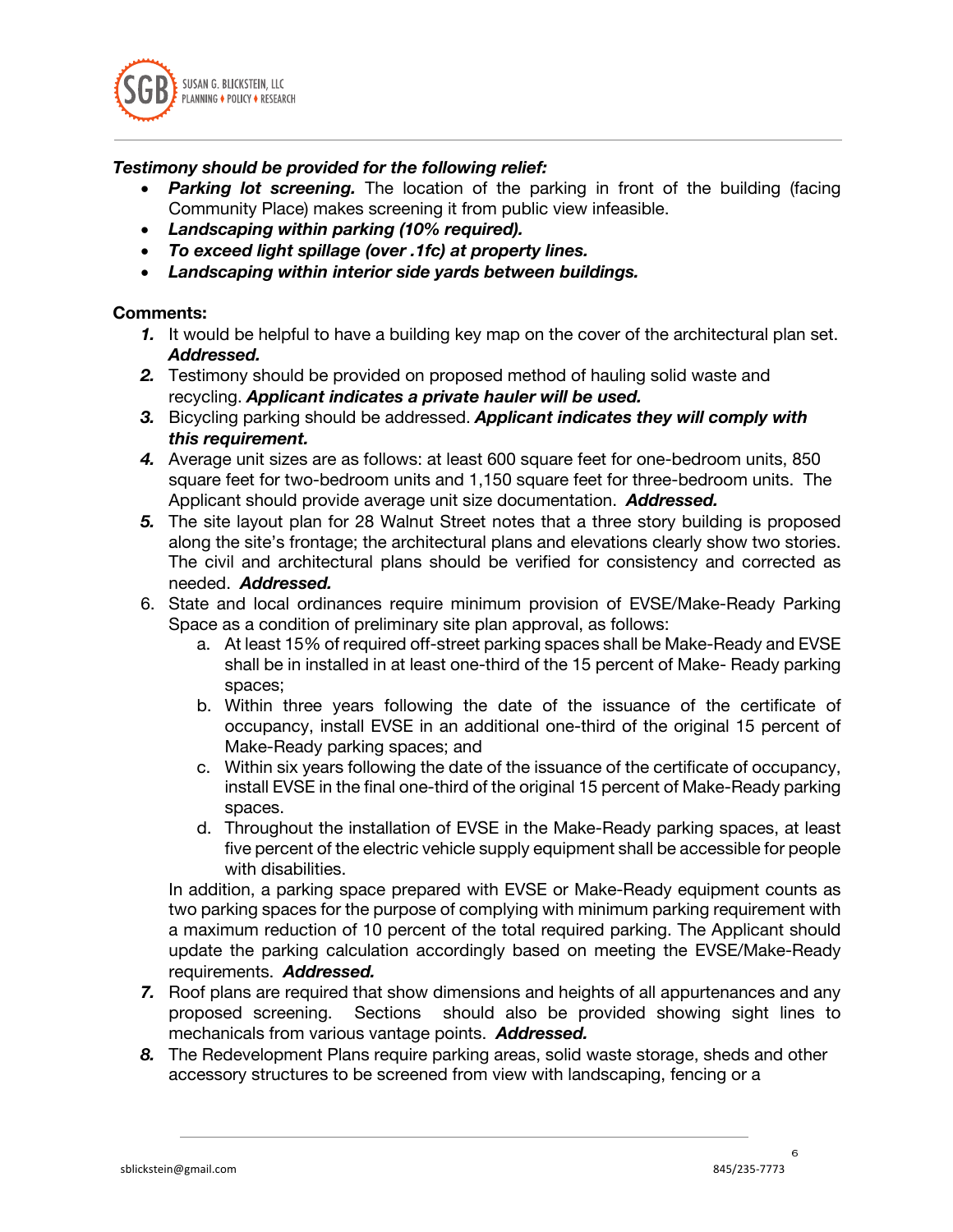***Testimony should be provided for the following relief:***

- ***Parking lot screening.*** The location of the parking in front of the building (facing Community Place) makes screening it from public view infeasible.
- ***Landscaping within parking (10% required).***
- ***To exceed light spillage (over .1fc) at property lines.***
- ***Landscaping within interior side yards between buildings.***

**Comments:**

1. It would be helpful to have a building key map on the cover of the architectural plan set. ***Addressed.***
2. Testimony should be provided on proposed method of hauling solid waste and recycling. ***Applicant indicates a private hauler will be used.***
3. Bicycling parking should be addressed. ***Applicant indicates they will comply with this requirement.***
4. Average unit sizes are as follows: at least 600 square feet for one-bedroom units, 850 square feet for two-bedroom units and 1,150 square feet for three-bedroom units. The Applicant should provide average unit size documentation. ***Addressed.***
5. The site layout plan for 28 Walnut Street notes that a three story building is proposed along the site's frontage; the architectural plans and elevations clearly show two stories. The civil and architectural plans should be verified for consistency and corrected as needed. ***Addressed.***
6. State and local ordinances require minimum provision of EVSE/Make-Ready Parking Space as a condition of preliminary site plan approval, as follows:
   a. At least 15% of required off-street parking spaces shall be Make-Ready and EVSE shall be in installed in at least one-third of the 15 percent of Make- Ready parking spaces;
   b. Within three years following the date of the issuance of the certificate of occupancy, install EVSE in an additional one-third of the original 15 percent of Make-Ready parking spaces; and
   c. Within six years following the date of the issuance of the certificate of occupancy, install EVSE in the final one-third of the original 15 percent of Make-Ready parking spaces.
   d. Throughout the installation of EVSE in the Make-Ready parking spaces, at least five percent of the electric vehicle supply equipment shall be accessible for people with disabilities.

   In addition, a parking space prepared with EVSE or Make-Ready equipment counts as two parking spaces for the purpose of complying with minimum parking requirement with a maximum reduction of 10 percent of the total required parking. The Applicant should update the parking calculation accordingly based on meeting the EVSE/Make-Ready requirements. ***Addressed.***
7. Roof plans are required that show dimensions and heights of all appurtenances and any proposed screening. Sections should also be provided showing sight lines to mechanicals from various vantage points. ***Addressed.***
8. The Redevelopment Plans require parking areas, solid waste storage, sheds and other accessory structures to be screened from view with landscaping, fencing or a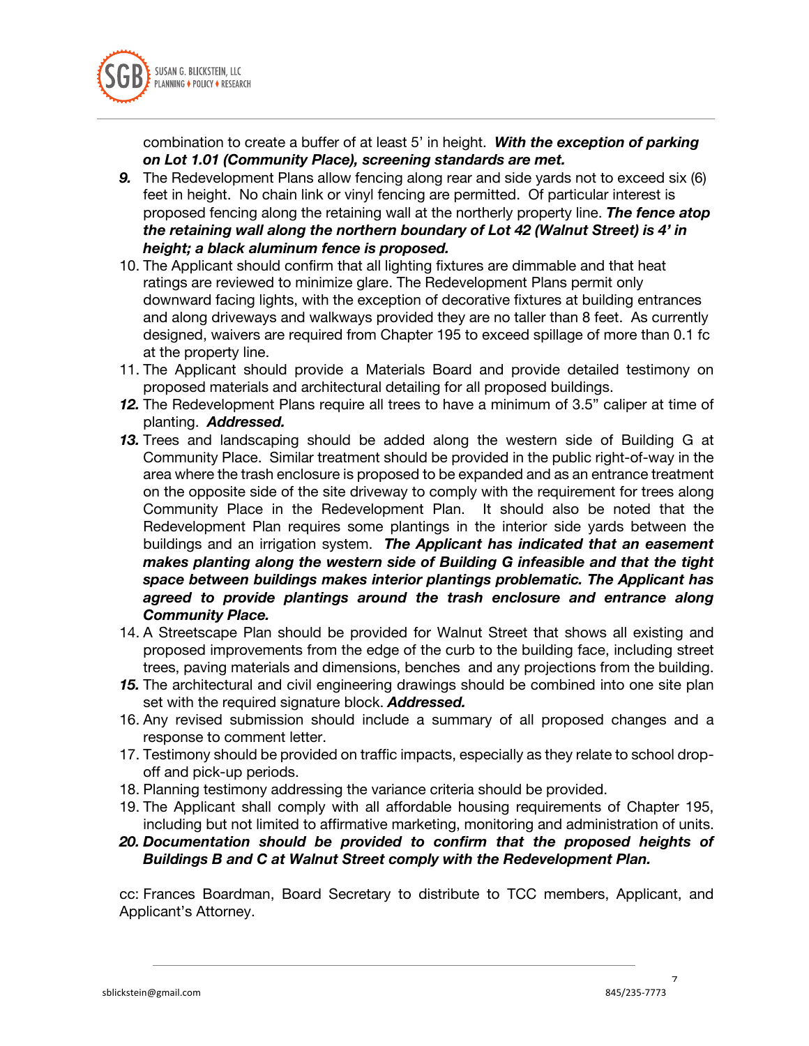combination to create a buffer of at least 5' in height. ***With the exception of parking on Lot 1.01 (Community Place), screening standards are met.***

***9.*** The Redevelopment Plans allow fencing along rear and side yards not to exceed six (6) feet in height. No chain link or vinyl fencing are permitted. Of particular interest is proposed fencing along the retaining wall at the northerly property line. ***The fence atop the retaining wall along the northern boundary of Lot 42 (Walnut Street) is 4' in height; a black aluminum fence is proposed.***

10. The Applicant should confirm that all lighting fixtures are dimmable and that heat ratings are reviewed to minimize glare. The Redevelopment Plans permit only downward facing lights, with the exception of decorative fixtures at building entrances and along driveways and walkways provided they are no taller than 8 feet. As currently designed, waivers are required from Chapter 195 to exceed spillage of more than 0.1 fc at the property line.

11. The Applicant should provide a Materials Board and provide detailed testimony on proposed materials and architectural detailing for all proposed buildings.

***12.*** The Redevelopment Plans require all trees to have a minimum of 3.5" caliper at time of planting. ***Addressed.***

***13.*** Trees and landscaping should be added along the western side of Building G at Community Place. Similar treatment should be provided in the public right-of-way in the area where the trash enclosure is proposed to be expanded and as an entrance treatment on the opposite side of the site driveway to comply with the requirement for trees along Community Place in the Redevelopment Plan. It should also be noted that the Redevelopment Plan requires some plantings in the interior side yards between the buildings and an irrigation system. ***The Applicant has indicated that an easement makes planting along the western side of Building G infeasible and that the tight space between buildings makes interior plantings problematic. The Applicant has agreed to provide plantings around the trash enclosure and entrance along Community Place.***

14. A Streetscape Plan should be provided for Walnut Street that shows all existing and proposed improvements from the edge of the curb to the building face, including street trees, paving materials and dimensions, benches and any projections from the building.

***15.*** The architectural and civil engineering drawings should be combined into one site plan set with the required signature block. ***Addressed.***

16. Any revised submission should include a summary of all proposed changes and a response to comment letter.

17. Testimony should be provided on traffic impacts, especially as they relate to school drop-off and pick-up periods.

18. Planning testimony addressing the variance criteria should be provided.

19. The Applicant shall comply with all affordable housing requirements of Chapter 195, including but not limited to affirmative marketing, monitoring and administration of units.

***20. Documentation should be provided to confirm that the proposed heights of Buildings B and C at Walnut Street comply with the Redevelopment Plan.***

cc: Frances Boardman, Board Secretary to distribute to TCC members, Applicant, and Applicant's Attorney.